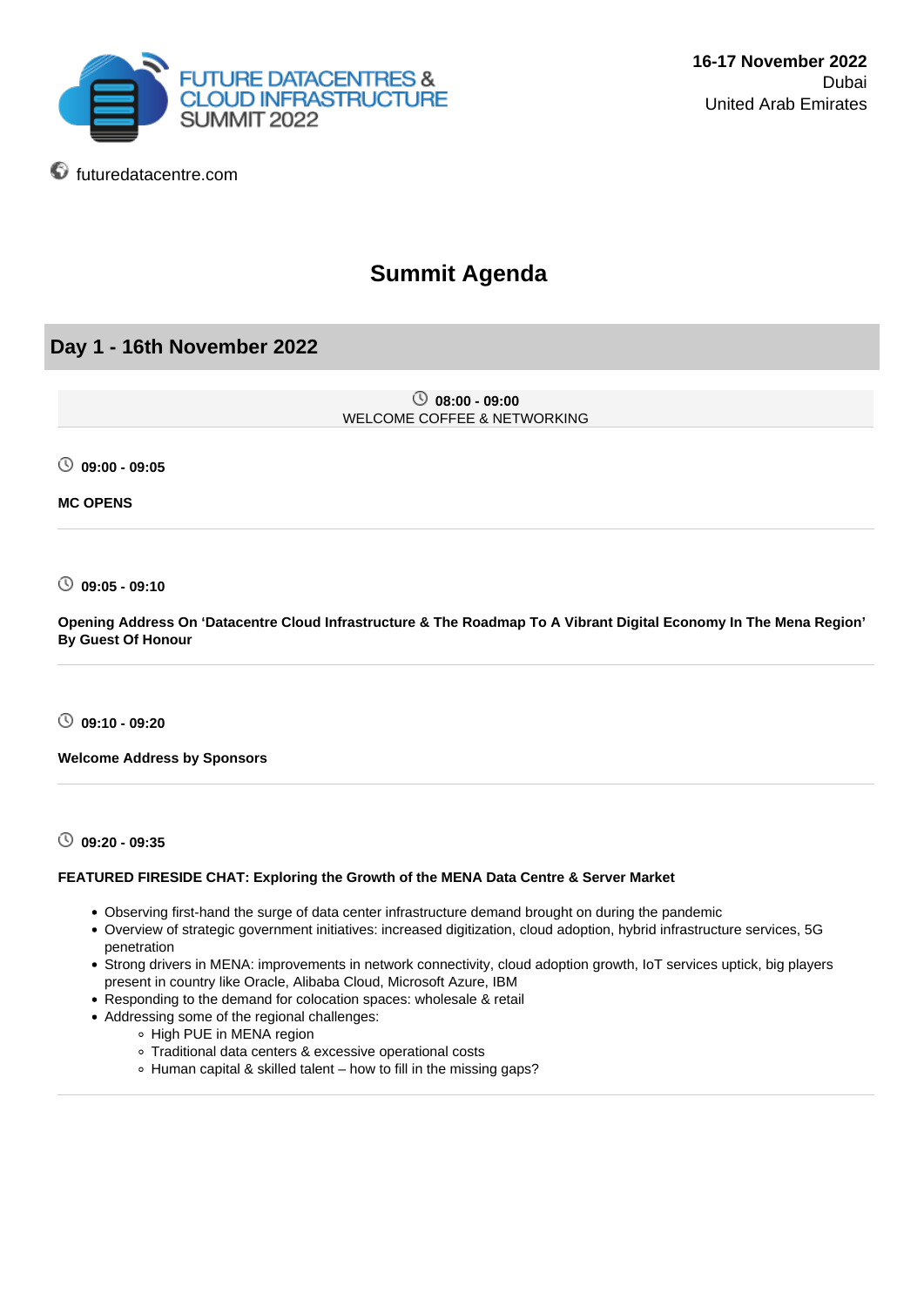FUTURE DATACENTRES & CLOUD INFRASTRUCTURE SUMMIT 2022

**16-17 November 2022**
Dubai
United Arab Emirates

futuredatacentre.com

# Summit Agenda

## Day 1 - 16th November 2022

**08:00 - 09:00**
WELCOME COFFEE & NETWORKING

**09:00 - 09:05**

**MC OPENS**

**09:05 - 09:10**

**Opening Address On 'Datacentre Cloud Infrastructure & The Roadmap To A Vibrant Digital Economy In The Mena Region' By Guest Of Honour**

**09:10 - 09:20**

**Welcome Address by Sponsors**

**09:20 - 09:35**

**FEATURED FIRESIDE CHAT: Exploring the Growth of the MENA Data Centre & Server Market**

- Observing first-hand the surge of data center infrastructure demand brought on during the pandemic
- Overview of strategic government initiatives: increased digitization, cloud adoption, hybrid infrastructure services, 5G penetration
- Strong drivers in MENA: improvements in network connectivity, cloud adoption growth, IoT services uptick, big players present in country like Oracle, Alibaba Cloud, Microsoft Azure, IBM
- Responding to the demand for colocation spaces: wholesale & retail
- Addressing some of the regional challenges:
  - High PUE in MENA region
  - Traditional data centers & excessive operational costs
  - Human capital & skilled talent – how to fill in the missing gaps?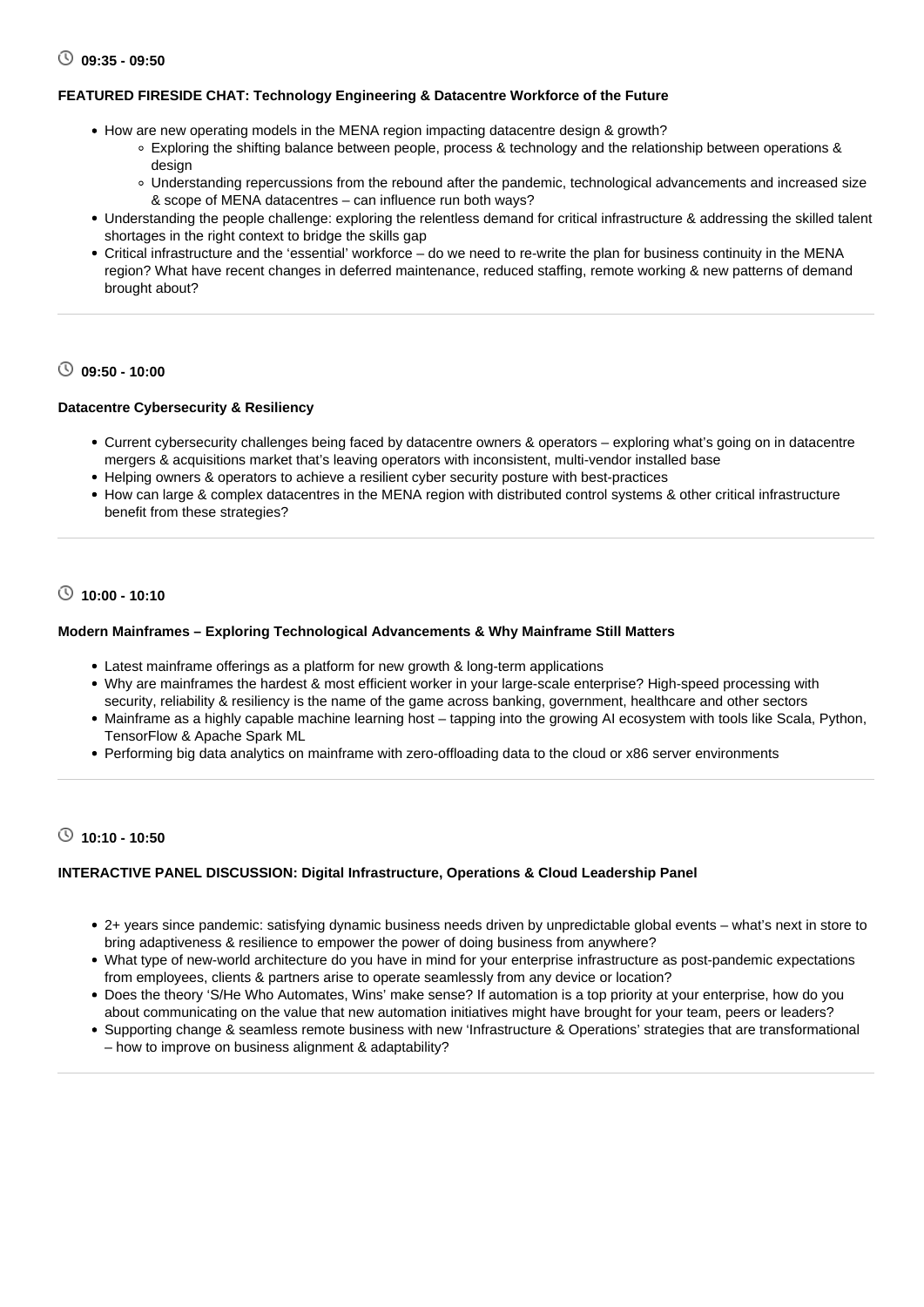**09:35 - 09:50**

**FEATURED FIRESIDE CHAT: Technology Engineering & Datacentre Workforce of the Future**

- How are new operating models in the MENA region impacting datacentre design & growth?
  - Exploring the shifting balance between people, process & technology and the relationship between operations & design
  - Understanding repercussions from the rebound after the pandemic, technological advancements and increased size & scope of MENA datacentres – can influence run both ways?
- Understanding the people challenge: exploring the relentless demand for critical infrastructure & addressing the skilled talent shortages in the right context to bridge the skills gap
- Critical infrastructure and the 'essential' workforce – do we need to re-write the plan for business continuity in the MENA region? What have recent changes in deferred maintenance, reduced staffing, remote working & new patterns of demand brought about?

---

**09:50 - 10:00**

**Datacentre Cybersecurity & Resiliency**

- Current cybersecurity challenges being faced by datacentre owners & operators – exploring what's going on in datacentre mergers & acquisitions market that's leaving operators with inconsistent, multi-vendor installed base
- Helping owners & operators to achieve a resilient cyber security posture with best-practices
- How can large & complex datacentres in the MENA region with distributed control systems & other critical infrastructure benefit from these strategies?

---

**10:00 - 10:10**

**Modern Mainframes – Exploring Technological Advancements & Why Mainframe Still Matters**

- Latest mainframe offerings as a platform for new growth & long-term applications
- Why are mainframes the hardest & most efficient worker in your large-scale enterprise? High-speed processing with security, reliability & resiliency is the name of the game across banking, government, healthcare and other sectors
- Mainframe as a highly capable machine learning host – tapping into the growing AI ecosystem with tools like Scala, Python, TensorFlow & Apache Spark ML
- Performing big data analytics on mainframe with zero-offloading data to the cloud or x86 server environments

---

**10:10 - 10:50**

**INTERACTIVE PANEL DISCUSSION: Digital Infrastructure, Operations & Cloud Leadership Panel**

- 2+ years since pandemic: satisfying dynamic business needs driven by unpredictable global events – what's next in store to bring adaptiveness & resilience to empower the power of doing business from anywhere?
- What type of new-world architecture do you have in mind for your enterprise infrastructure as post-pandemic expectations from employees, clients & partners arise to operate seamlessly from any device or location?
- Does the theory 'S/He Who Automates, Wins' make sense? If automation is a top priority at your enterprise, how do you about communicating on the value that new automation initiatives might have brought for your team, peers or leaders?
- Supporting change & seamless remote business with new 'Infrastructure & Operations' strategies that are transformational – how to improve on business alignment & adaptability?

---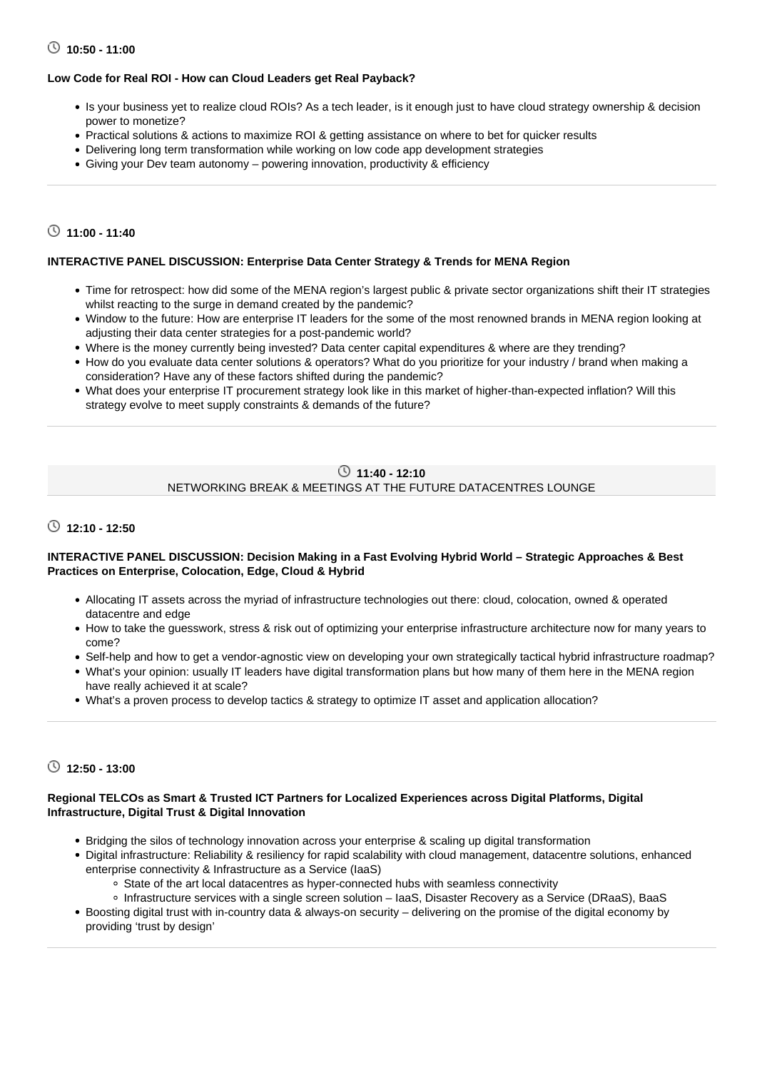**10:50 - 11:00**

**Low Code for Real ROI - How can Cloud Leaders get Real Payback?**

- Is your business yet to realize cloud ROIs? As a tech leader, is it enough just to have cloud strategy ownership & decision power to monetize?
- Practical solutions & actions to maximize ROI & getting assistance on where to bet for quicker results
- Delivering long term transformation while working on low code app development strategies
- Giving your Dev team autonomy – powering innovation, productivity & efficiency

---

**11:00 - 11:40**

**INTERACTIVE PANEL DISCUSSION: Enterprise Data Center Strategy & Trends for MENA Region**

- Time for retrospect: how did some of the MENA region's largest public & private sector organizations shift their IT strategies whilst reacting to the surge in demand created by the pandemic?
- Window to the future: How are enterprise IT leaders for the some of the most renowned brands in MENA region looking at adjusting their data center strategies for a post-pandemic world?
- Where is the money currently being invested? Data center capital expenditures & where are they trending?
- How do you evaluate data center solutions & operators? What do you prioritize for your industry / brand when making a consideration? Have any of these factors shifted during the pandemic?
- What does your enterprise IT procurement strategy look like in this market of higher-than-expected inflation? Will this strategy evolve to meet supply constraints & demands of the future?

---

**11:40 - 12:10**

NETWORKING BREAK & MEETINGS AT THE FUTURE DATACENTRES LOUNGE

---

**12:10 - 12:50**

**INTERACTIVE PANEL DISCUSSION: Decision Making in a Fast Evolving Hybrid World – Strategic Approaches & Best Practices on Enterprise, Colocation, Edge, Cloud & Hybrid**

- Allocating IT assets across the myriad of infrastructure technologies out there: cloud, colocation, owned & operated datacentre and edge
- How to take the guesswork, stress & risk out of optimizing your enterprise infrastructure architecture now for many years to come?
- Self-help and how to get a vendor-agnostic view on developing your own strategically tactical hybrid infrastructure roadmap?
- What's your opinion: usually IT leaders have digital transformation plans but how many of them here in the MENA region have really achieved it at scale?
- What's a proven process to develop tactics & strategy to optimize IT asset and application allocation?

---

**12:50 - 13:00**

**Regional TELCOs as Smart & Trusted ICT Partners for Localized Experiences across Digital Platforms, Digital Infrastructure, Digital Trust & Digital Innovation**

- Bridging the silos of technology innovation across your enterprise & scaling up digital transformation
- Digital infrastructure: Reliability & resiliency for rapid scalability with cloud management, datacentre solutions, enhanced enterprise connectivity & Infrastructure as a Service (IaaS)
  - State of the art local datacentres as hyper-connected hubs with seamless connectivity
  - Infrastructure services with a single screen solution – IaaS, Disaster Recovery as a Service (DRaaS), BaaS
- Boosting digital trust with in-country data & always-on security – delivering on the promise of the digital economy by providing 'trust by design'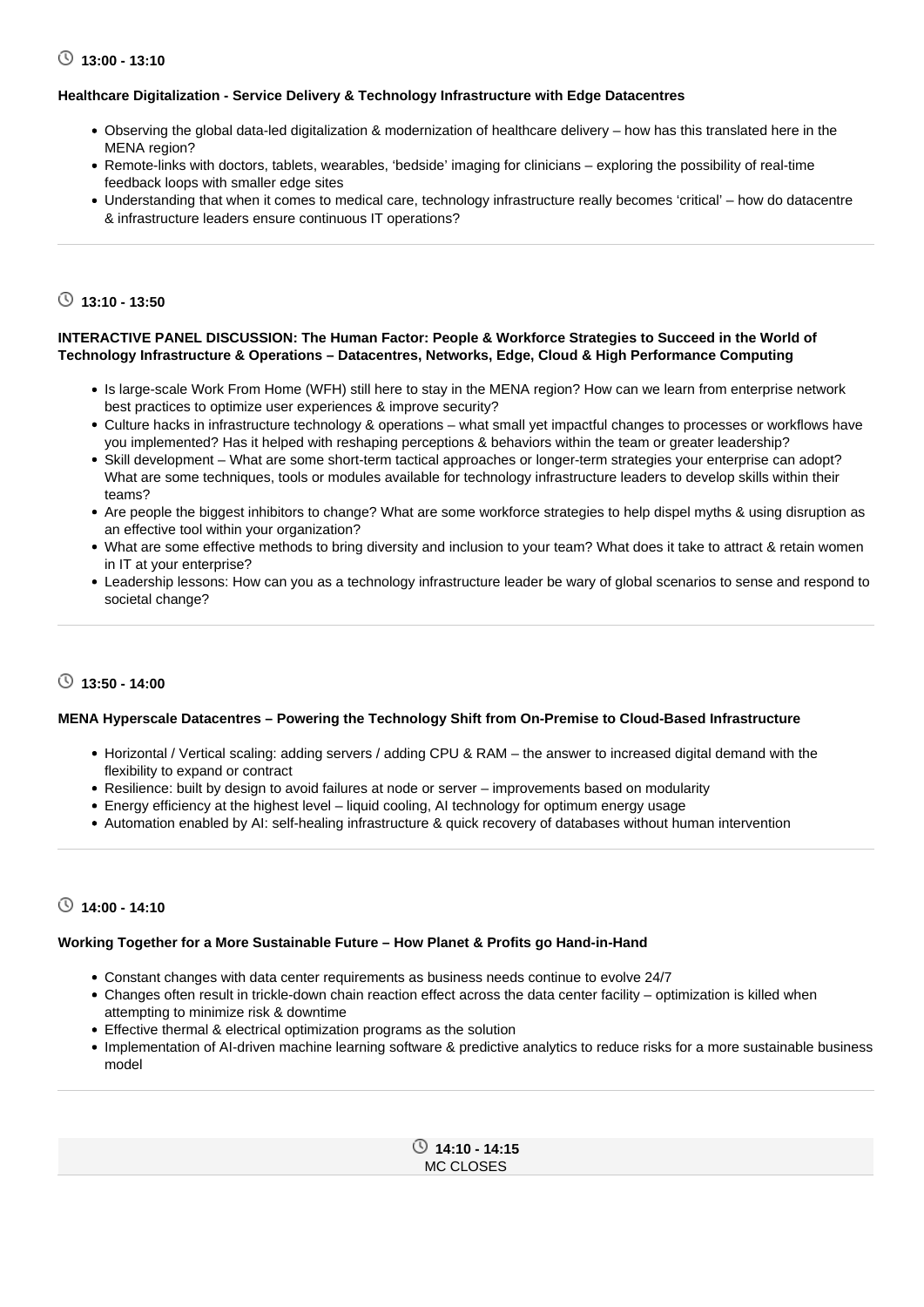**13:00 - 13:10**

**Healthcare Digitalization - Service Delivery & Technology Infrastructure with Edge Datacentres**

- Observing the global data-led digitalization & modernization of healthcare delivery – how has this translated here in the MENA region?
- Remote-links with doctors, tablets, wearables, 'bedside' imaging for clinicians – exploring the possibility of real-time feedback loops with smaller edge sites
- Understanding that when it comes to medical care, technology infrastructure really becomes 'critical' – how do datacentre & infrastructure leaders ensure continuous IT operations?

---

**13:10 - 13:50**

**INTERACTIVE PANEL DISCUSSION: The Human Factor: People & Workforce Strategies to Succeed in the World of Technology Infrastructure & Operations – Datacentres, Networks, Edge, Cloud & High Performance Computing**

- Is large-scale Work From Home (WFH) still here to stay in the MENA region? How can we learn from enterprise network best practices to optimize user experiences & improve security?
- Culture hacks in infrastructure technology & operations – what small yet impactful changes to processes or workflows have you implemented? Has it helped with reshaping perceptions & behaviors within the team or greater leadership?
- Skill development – What are some short-term tactical approaches or longer-term strategies your enterprise can adopt? What are some techniques, tools or modules available for technology infrastructure leaders to develop skills within their teams?
- Are people the biggest inhibitors to change? What are some workforce strategies to help dispel myths & using disruption as an effective tool within your organization?
- What are some effective methods to bring diversity and inclusion to your team? What does it take to attract & retain women in IT at your enterprise?
- Leadership lessons: How can you as a technology infrastructure leader be wary of global scenarios to sense and respond to societal change?

---

**13:50 - 14:00**

**MENA Hyperscale Datacentres – Powering the Technology Shift from On-Premise to Cloud-Based Infrastructure**

- Horizontal / Vertical scaling: adding servers / adding CPU & RAM – the answer to increased digital demand with the flexibility to expand or contract
- Resilience: built by design to avoid failures at node or server – improvements based on modularity
- Energy efficiency at the highest level – liquid cooling, AI technology for optimum energy usage
- Automation enabled by AI: self-healing infrastructure & quick recovery of databases without human intervention

---

**14:00 - 14:10**

**Working Together for a More Sustainable Future – How Planet & Profits go Hand-in-Hand**

- Constant changes with data center requirements as business needs continue to evolve 24/7
- Changes often result in trickle-down chain reaction effect across the data center facility – optimization is killed when attempting to minimize risk & downtime
- Effective thermal & electrical optimization programs as the solution
- Implementation of AI-driven machine learning software & predictive analytics to reduce risks for a more sustainable business model

---

**14:10 - 14:15**
MC CLOSES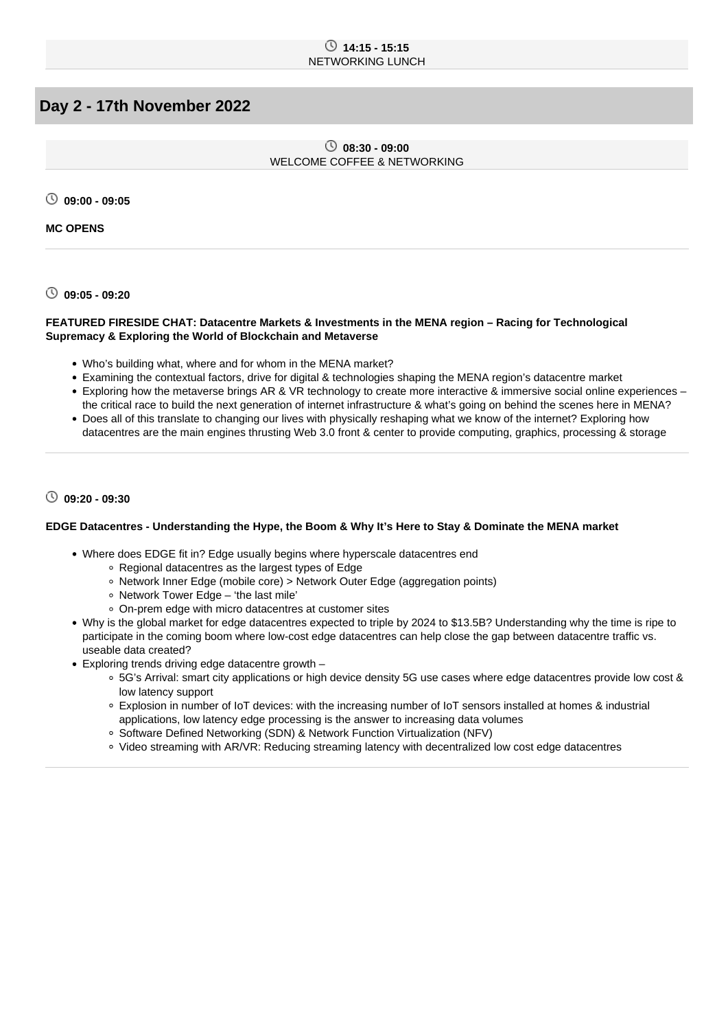**14:15 - 15:15**
NETWORKING LUNCH

## Day 2 - 17th November 2022

**08:30 - 09:00**
WELCOME COFFEE & NETWORKING

**09:00 - 09:05**

**MC OPENS**

---

**09:05 - 09:20**

**FEATURED FIRESIDE CHAT: Datacentre Markets & Investments in the MENA region – Racing for Technological Supremacy & Exploring the World of Blockchain and Metaverse**

- Who's building what, where and for whom in the MENA market?
- Examining the contextual factors, drive for digital & technologies shaping the MENA region's datacentre market
- Exploring how the metaverse brings AR & VR technology to create more interactive & immersive social online experiences – the critical race to build the next generation of internet infrastructure & what's going on behind the scenes here in MENA?
- Does all of this translate to changing our lives with physically reshaping what we know of the internet? Exploring how datacentres are the main engines thrusting Web 3.0 front & center to provide computing, graphics, processing & storage

---

**09:20 - 09:30**

**EDGE Datacentres - Understanding the Hype, the Boom & Why It's Here to Stay & Dominate the MENA market**

- Where does EDGE fit in? Edge usually begins where hyperscale datacentres end
  - Regional datacentres as the largest types of Edge
  - Network Inner Edge (mobile core) > Network Outer Edge (aggregation points)
  - Network Tower Edge – 'the last mile'
  - On-prem edge with micro datacentres at customer sites
- Why is the global market for edge datacentres expected to triple by 2024 to $13.5B? Understanding why the time is ripe to participate in the coming boom where low-cost edge datacentres can help close the gap between datacentre traffic vs. useable data created?
- Exploring trends driving edge datacentre growth –
  - 5G's Arrival: smart city applications or high device density 5G use cases where edge datacentres provide low cost & low latency support
  - Explosion in number of IoT devices: with the increasing number of IoT sensors installed at homes & industrial applications, low latency edge processing is the answer to increasing data volumes
  - Software Defined Networking (SDN) & Network Function Virtualization (NFV)
  - Video streaming with AR/VR: Reducing streaming latency with decentralized low cost edge datacentres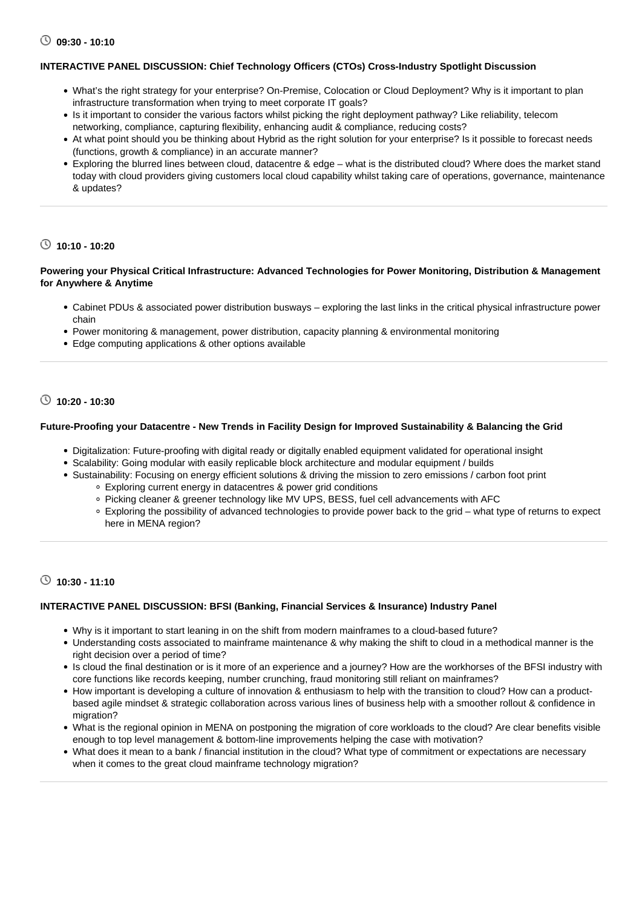### 09:30 - 10:10

**INTERACTIVE PANEL DISCUSSION: Chief Technology Officers (CTOs) Cross-Industry Spotlight Discussion**

- What's the right strategy for your enterprise? On-Premise, Colocation or Cloud Deployment? Why is it important to plan infrastructure transformation when trying to meet corporate IT goals?
- Is it important to consider the various factors whilst picking the right deployment pathway? Like reliability, telecom networking, compliance, capturing flexibility, enhancing audit & compliance, reducing costs?
- At what point should you be thinking about Hybrid as the right solution for your enterprise? Is it possible to forecast needs (functions, growth & compliance) in an accurate manner?
- Exploring the blurred lines between cloud, datacentre & edge – what is the distributed cloud? Where does the market stand today with cloud providers giving customers local cloud capability whilst taking care of operations, governance, maintenance & updates?

---

### 10:10 - 10:20

**Powering your Physical Critical Infrastructure: Advanced Technologies for Power Monitoring, Distribution & Management for Anywhere & Anytime**

- Cabinet PDUs & associated power distribution busways – exploring the last links in the critical physical infrastructure power chain
- Power monitoring & management, power distribution, capacity planning & environmental monitoring
- Edge computing applications & other options available

---

### 10:20 - 10:30

**Future-Proofing your Datacentre - New Trends in Facility Design for Improved Sustainability & Balancing the Grid**

- Digitalization: Future-proofing with digital ready or digitally enabled equipment validated for operational insight
- Scalability: Going modular with easily replicable block architecture and modular equipment / builds
- Sustainability: Focusing on energy efficient solutions & driving the mission to zero emissions / carbon foot print
  - Exploring current energy in datacentres & power grid conditions
  - Picking cleaner & greener technology like MV UPS, BESS, fuel cell advancements with AFC
  - Exploring the possibility of advanced technologies to provide power back to the grid – what type of returns to expect here in MENA region?

---

### 10:30 - 11:10

**INTERACTIVE PANEL DISCUSSION: BFSI (Banking, Financial Services & Insurance) Industry Panel**

- Why is it important to start leaning in on the shift from modern mainframes to a cloud-based future?
- Understanding costs associated to mainframe maintenance & why making the shift to cloud in a methodical manner is the right decision over a period of time?
- Is cloud the final destination or is it more of an experience and a journey? How are the workhorses of the BFSI industry with core functions like records keeping, number crunching, fraud monitoring still reliant on mainframes?
- How important is developing a culture of innovation & enthusiasm to help with the transition to cloud? How can a product-based agile mindset & strategic collaboration across various lines of business help with a smoother rollout & confidence in migration?
- What is the regional opinion in MENA on postponing the migration of core workloads to the cloud? Are clear benefits visible enough to top level management & bottom-line improvements helping the case with motivation?
- What does it mean to a bank / financial institution in the cloud? What type of commitment or expectations are necessary when it comes to the great cloud mainframe technology migration?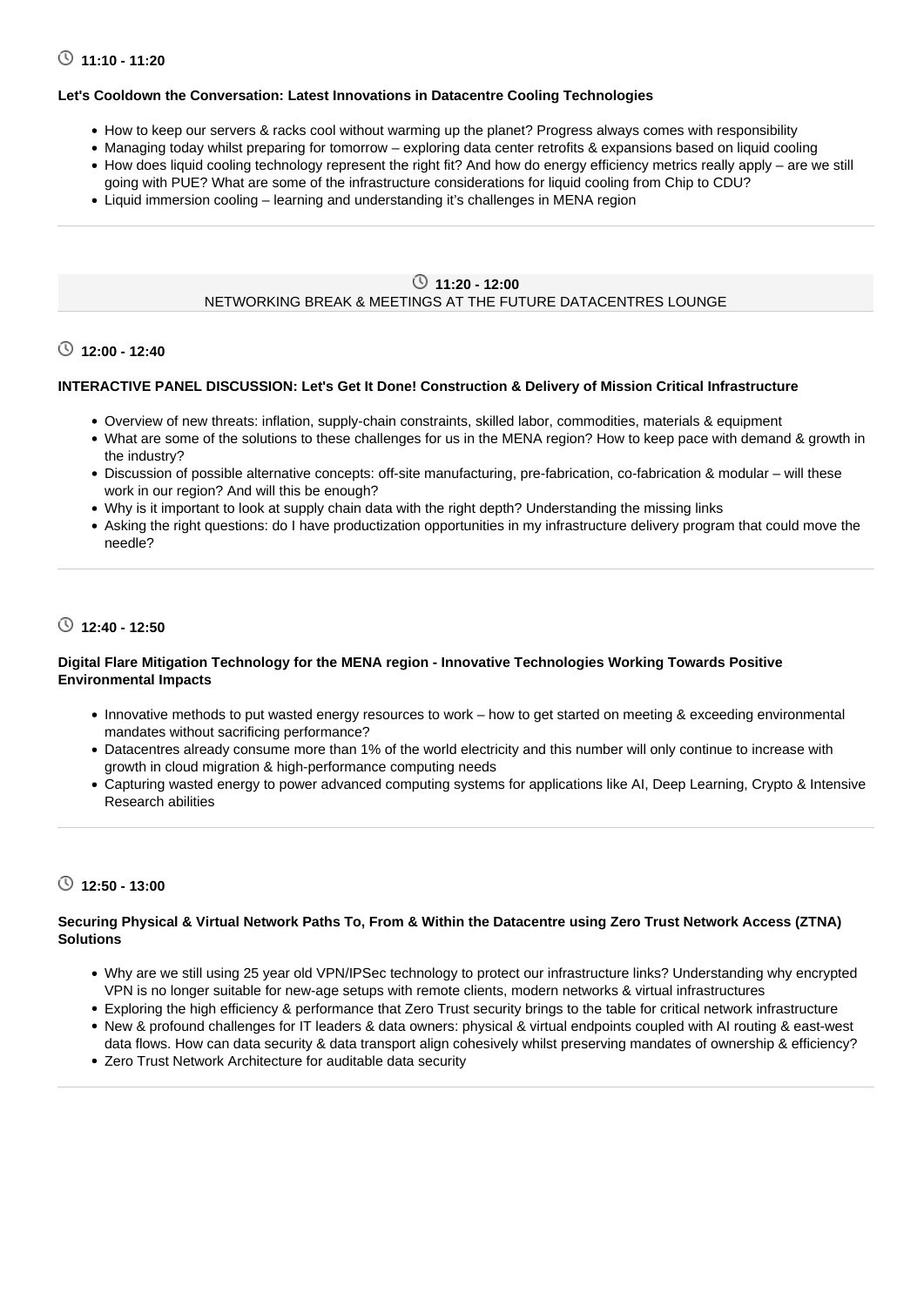### 11:10 - 11:20

**Let's Cooldown the Conversation: Latest Innovations in Datacentre Cooling Technologies**

- How to keep our servers & racks cool without warming up the planet? Progress always comes with responsibility
- Managing today whilst preparing for tomorrow – exploring data center retrofits & expansions based on liquid cooling
- How does liquid cooling technology represent the right fit? And how do energy efficiency metrics really apply – are we still going with PUE? What are some of the infrastructure considerations for liquid cooling from Chip to CDU?
- Liquid immersion cooling – learning and understanding it's challenges in MENA region

---

### 11:20 - 12:00

NETWORKING BREAK & MEETINGS AT THE FUTURE DATACENTRES LOUNGE

---

### 12:00 - 12:40

**INTERACTIVE PANEL DISCUSSION: Let's Get It Done! Construction & Delivery of Mission Critical Infrastructure**

- Overview of new threats: inflation, supply-chain constraints, skilled labor, commodities, materials & equipment
- What are some of the solutions to these challenges for us in the MENA region? How to keep pace with demand & growth in the industry?
- Discussion of possible alternative concepts: off-site manufacturing, pre-fabrication, co-fabrication & modular – will these work in our region? And will this be enough?
- Why is it important to look at supply chain data with the right depth? Understanding the missing links
- Asking the right questions: do I have productization opportunities in my infrastructure delivery program that could move the needle?

---

### 12:40 - 12:50

**Digital Flare Mitigation Technology for the MENA region - Innovative Technologies Working Towards Positive Environmental Impacts**

- Innovative methods to put wasted energy resources to work – how to get started on meeting & exceeding environmental mandates without sacrificing performance?
- Datacentres already consume more than 1% of the world electricity and this number will only continue to increase with growth in cloud migration & high-performance computing needs
- Capturing wasted energy to power advanced computing systems for applications like AI, Deep Learning, Crypto & Intensive Research abilities

---

### 12:50 - 13:00

**Securing Physical & Virtual Network Paths To, From & Within the Datacentre using Zero Trust Network Access (ZTNA) Solutions**

- Why are we still using 25 year old VPN/IPSec technology to protect our infrastructure links? Understanding why encrypted VPN is no longer suitable for new-age setups with remote clients, modern networks & virtual infrastructures
- Exploring the high efficiency & performance that Zero Trust security brings to the table for critical network infrastructure
- New & profound challenges for IT leaders & data owners: physical & virtual endpoints coupled with AI routing & east-west data flows. How can data security & data transport align cohesively whilst preserving mandates of ownership & efficiency?
- Zero Trust Network Architecture for auditable data security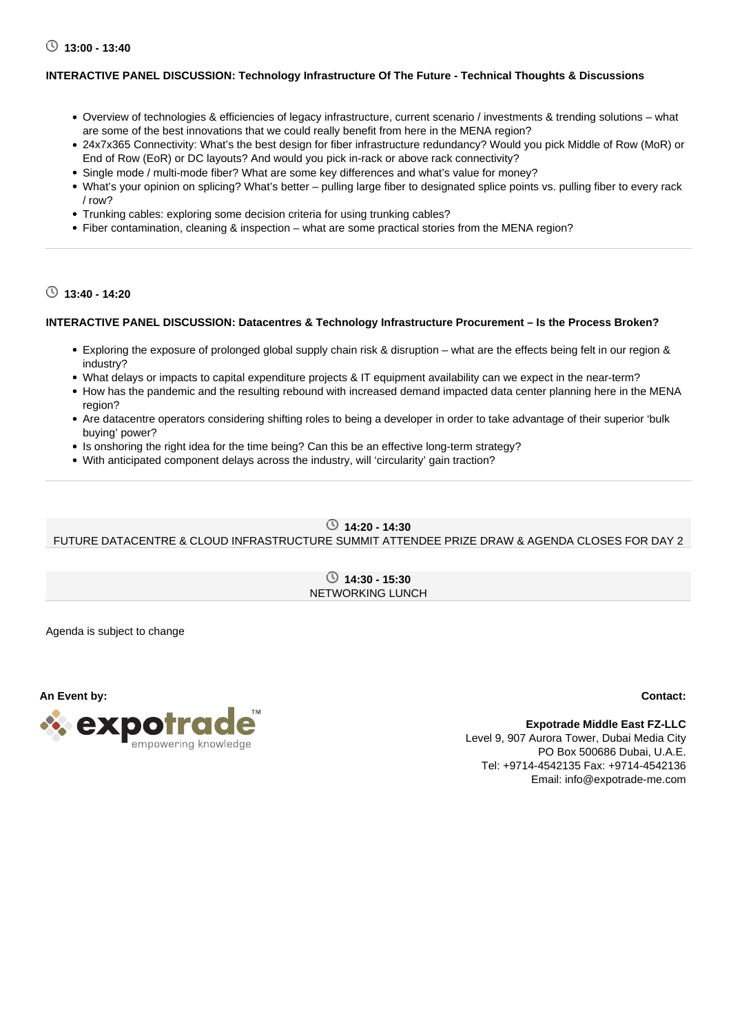**13:00 - 13:40**

**INTERACTIVE PANEL DISCUSSION: Technology Infrastructure Of The Future - Technical Thoughts & Discussions**

- Overview of technologies & efficiencies of legacy infrastructure, current scenario / investments & trending solutions – what are some of the best innovations that we could really benefit from here in the MENA region?
- 24x7x365 Connectivity: What's the best design for fiber infrastructure redundancy? Would you pick Middle of Row (MoR) or End of Row (EoR) or DC layouts? And would you pick in-rack or above rack connectivity?
- Single mode / multi-mode fiber? What are some key differences and what's value for money?
- What's your opinion on splicing? What's better – pulling large fiber to designated splice points vs. pulling fiber to every rack / row?
- Trunking cables: exploring some decision criteria for using trunking cables?
- Fiber contamination, cleaning & inspection – what are some practical stories from the MENA region?

---

**13:40 - 14:20**

**INTERACTIVE PANEL DISCUSSION: Datacentres & Technology Infrastructure Procurement – Is the Process Broken?**

- Exploring the exposure of prolonged global supply chain risk & disruption – what are the effects being felt in our region & industry?
- What delays or impacts to capital expenditure projects & IT equipment availability can we expect in the near-term?
- How has the pandemic and the resulting rebound with increased demand impacted data center planning here in the MENA region?
- Are datacentre operators considering shifting roles to being a developer in order to take advantage of their superior 'bulk buying' power?
- Is onshoring the right idea for the time being? Can this be an effective long-term strategy?
- With anticipated component delays across the industry, will 'circularity' gain traction?

---

**14:20 - 14:30**

FUTURE DATACENTRE & CLOUD INFRASTRUCTURE SUMMIT ATTENDEE PRIZE DRAW & AGENDA CLOSES FOR DAY 2

**14:30 - 15:30**

NETWORKING LUNCH

Agenda is subject to change

**An Event by:**

expotrade™ empowering knowledge

**Contact:**

**Expotrade Middle East FZ-LLC**
Level 9, 907 Aurora Tower, Dubai Media City
PO Box 500686 Dubai, U.A.E.
Tel: +9714-4542135 Fax: +9714-4542136
Email: info@expotrade-me.com